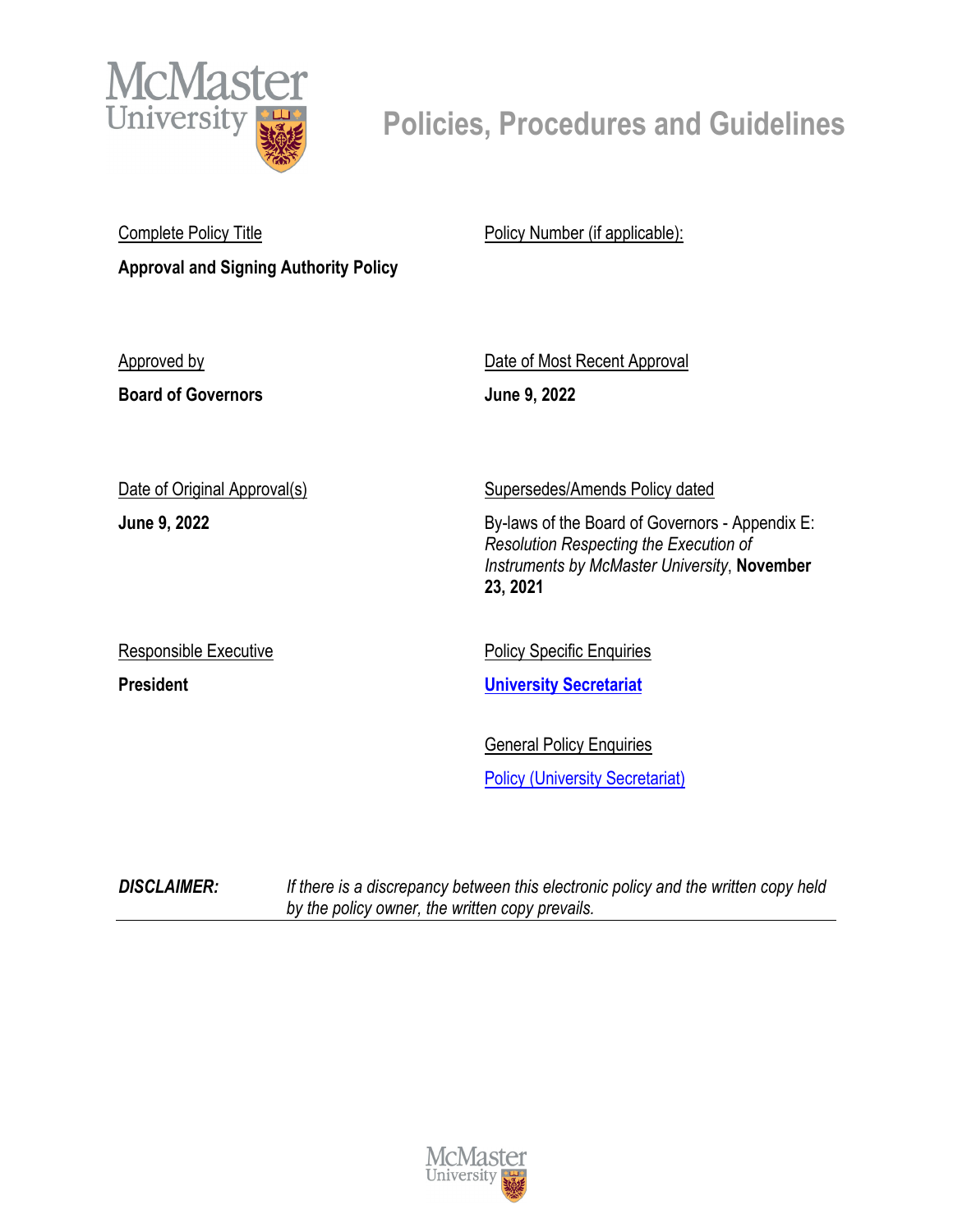# Policies, Procedures and Guidelines

| Complete Policy Title | Policy Number (if applicable): |
|---|---|
| **Approval and Signing Authority Policy** | |
| Approved by | Date of Most Recent Approval |
| **Board of Governors** | **June 9, 2022** |
| Date of Original Approval(s) | Supersedes/Amends Policy dated |
| **June 9, 2022** | By-laws of the Board of Governors - Appendix E: *Resolution Respecting the Execution of Instruments by McMaster University*, **November 23, 2021** |
| Responsible Executive | Policy Specific Enquiries |
| **President** | **University Secretariat** |
| | General Policy Enquiries |
| | Policy (University Secretariat) |

***DISCLAIMER:*** *If there is a discrepancy between this electronic policy and the written copy held by the policy owner, the written copy prevails.*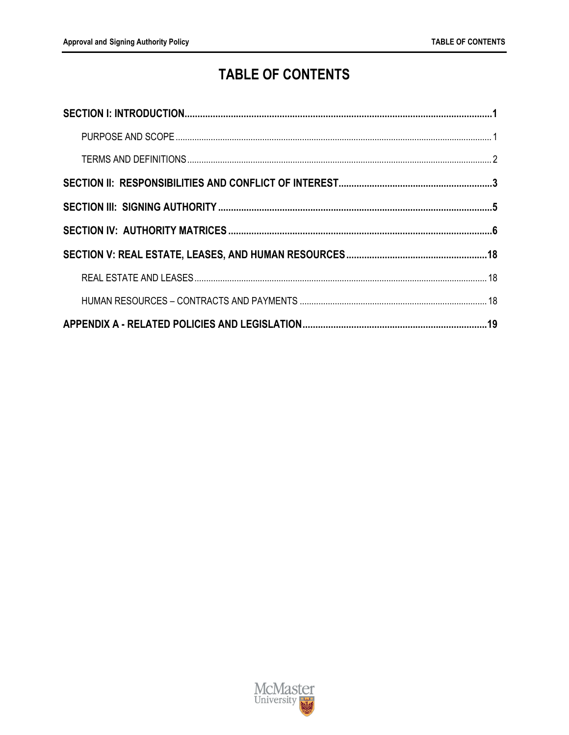# TABLE OF CONTENTS

**SECTION I: INTRODUCTION** ........ **1**

- PURPOSE AND SCOPE ........ 1
- TERMS AND DEFINITIONS ........ 2

**SECTION II: RESPONSIBILITIES AND CONFLICT OF INTEREST** ........ **3**

**SECTION III: SIGNING AUTHORITY** ........ **5**

**SECTION IV: AUTHORITY MATRICES** ........ **6**

**SECTION V: REAL ESTATE, LEASES, AND HUMAN RESOURCES** ........ **18**

- REAL ESTATE AND LEASES ........ 18
- HUMAN RESOURCES – CONTRACTS AND PAYMENTS ........ 18

**APPENDIX A - RELATED POLICIES AND LEGISLATION** ........ **19**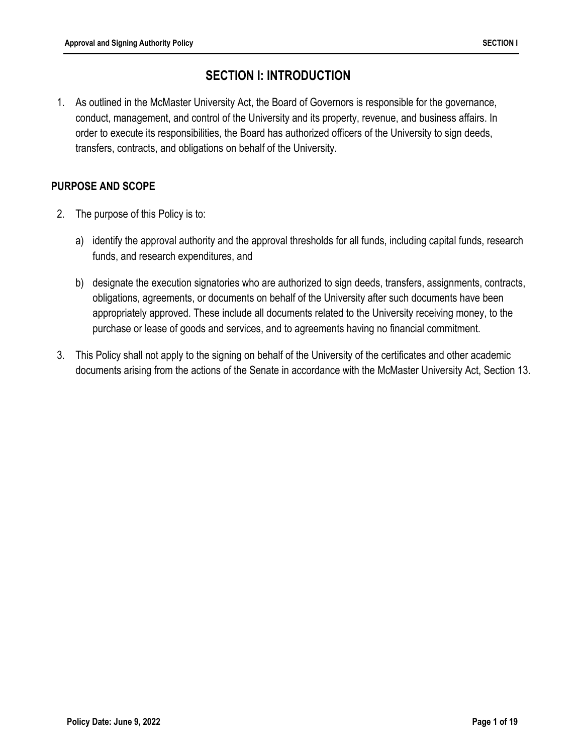# SECTION I: INTRODUCTION

1. As outlined in the McMaster University Act, the Board of Governors is responsible for the governance, conduct, management, and control of the University and its property, revenue, and business affairs. In order to execute its responsibilities, the Board has authorized officers of the University to sign deeds, transfers, contracts, and obligations on behalf of the University.

## PURPOSE AND SCOPE

2. The purpose of this Policy is to:

    a) identify the approval authority and the approval thresholds for all funds, including capital funds, research funds, and research expenditures, and

    b) designate the execution signatories who are authorized to sign deeds, transfers, assignments, contracts, obligations, agreements, or documents on behalf of the University after such documents have been appropriately approved. These include all documents related to the University receiving money, to the purchase or lease of goods and services, and to agreements having no financial commitment.

3. This Policy shall not apply to the signing on behalf of the University of the certificates and other academic documents arising from the actions of the Senate in accordance with the McMaster University Act, Section 13.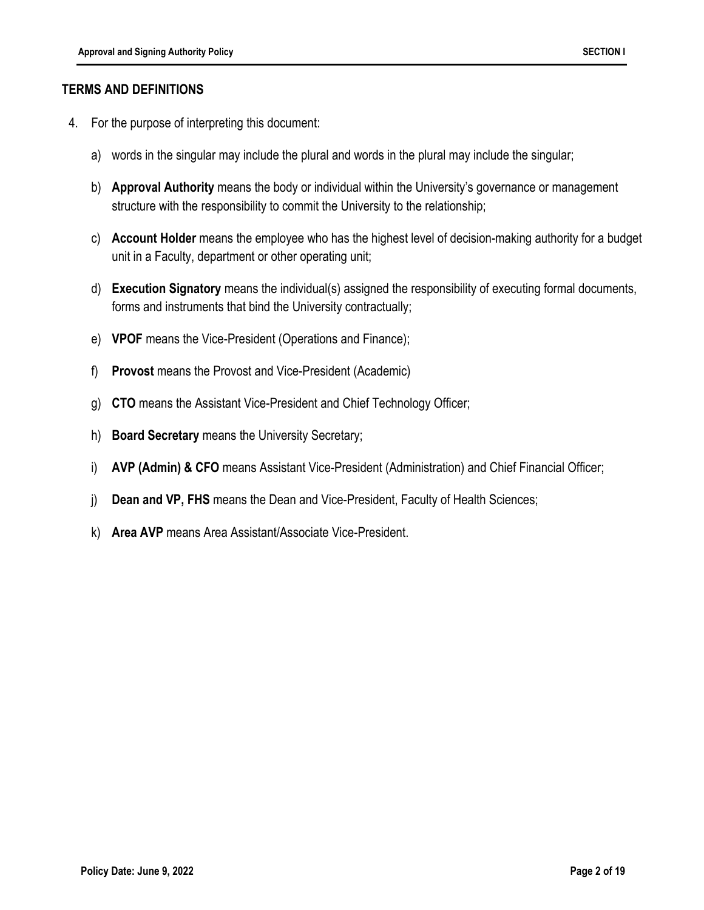## TERMS AND DEFINITIONS

4. For the purpose of interpreting this document:

   a) words in the singular may include the plural and words in the plural may include the singular;

   b) **Approval Authority** means the body or individual within the University's governance or management structure with the responsibility to commit the University to the relationship;

   c) **Account Holder** means the employee who has the highest level of decision-making authority for a budget unit in a Faculty, department or other operating unit;

   d) **Execution Signatory** means the individual(s) assigned the responsibility of executing formal documents, forms and instruments that bind the University contractually;

   e) **VPOF** means the Vice-President (Operations and Finance);

   f) **Provost** means the Provost and Vice-President (Academic)

   g) **CTO** means the Assistant Vice-President and Chief Technology Officer;

   h) **Board Secretary** means the University Secretary;

   i) **AVP (Admin) & CFO** means Assistant Vice-President (Administration) and Chief Financial Officer;

   j) **Dean and VP, FHS** means the Dean and Vice-President, Faculty of Health Sciences;

   k) **Area AVP** means Area Assistant/Associate Vice-President.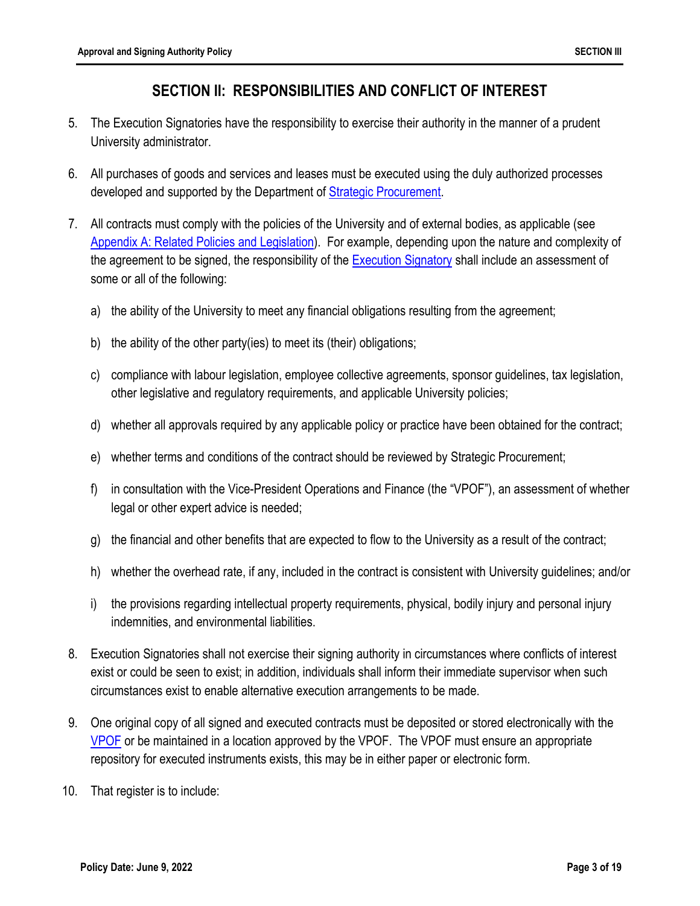## SECTION II: RESPONSIBILITIES AND CONFLICT OF INTEREST

5. The Execution Signatories have the responsibility to exercise their authority in the manner of a prudent University administrator.

6. All purchases of goods and services and leases must be executed using the duly authorized processes developed and supported by the Department of Strategic Procurement.

7. All contracts must comply with the policies of the University and of external bodies, as applicable (see Appendix A: Related Policies and Legislation). For example, depending upon the nature and complexity of the agreement to be signed, the responsibility of the Execution Signatory shall include an assessment of some or all of the following:

   a) the ability of the University to meet any financial obligations resulting from the agreement;

   b) the ability of the other party(ies) to meet its (their) obligations;

   c) compliance with labour legislation, employee collective agreements, sponsor guidelines, tax legislation, other legislative and regulatory requirements, and applicable University policies;

   d) whether all approvals required by any applicable policy or practice have been obtained for the contract;

   e) whether terms and conditions of the contract should be reviewed by Strategic Procurement;

   f) in consultation with the Vice-President Operations and Finance (the "VPOF"), an assessment of whether legal or other expert advice is needed;

   g) the financial and other benefits that are expected to flow to the University as a result of the contract;

   h) whether the overhead rate, if any, included in the contract is consistent with University guidelines; and/or

   i) the provisions regarding intellectual property requirements, physical, bodily injury and personal injury indemnities, and environmental liabilities.

8. Execution Signatories shall not exercise their signing authority in circumstances where conflicts of interest exist or could be seen to exist; in addition, individuals shall inform their immediate supervisor when such circumstances exist to enable alternative execution arrangements to be made.

9. One original copy of all signed and executed contracts must be deposited or stored electronically with the VPOF or be maintained in a location approved by the VPOF. The VPOF must ensure an appropriate repository for executed instruments exists, this may be in either paper or electronic form.

10. That register is to include: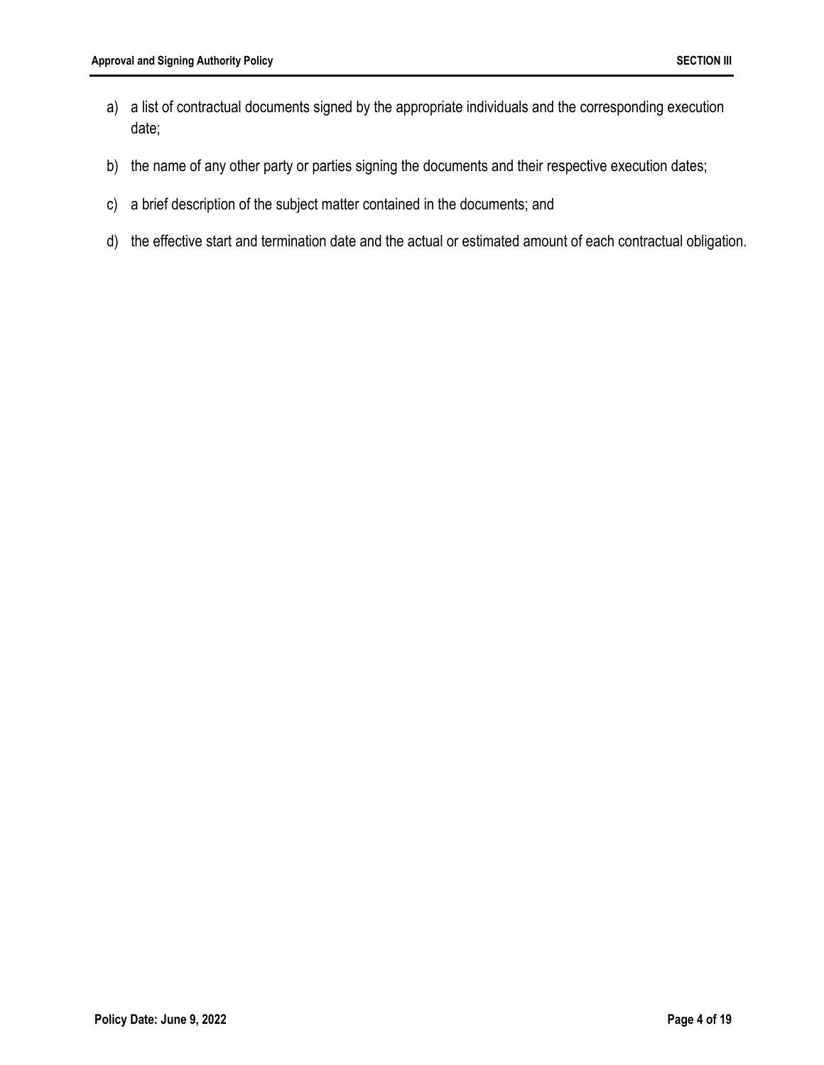a) a list of contractual documents signed by the appropriate individuals and the corresponding execution date;

b) the name of any other party or parties signing the documents and their respective execution dates;

c) a brief description of the subject matter contained in the documents; and

d) the effective start and termination date and the actual or estimated amount of each contractual obligation.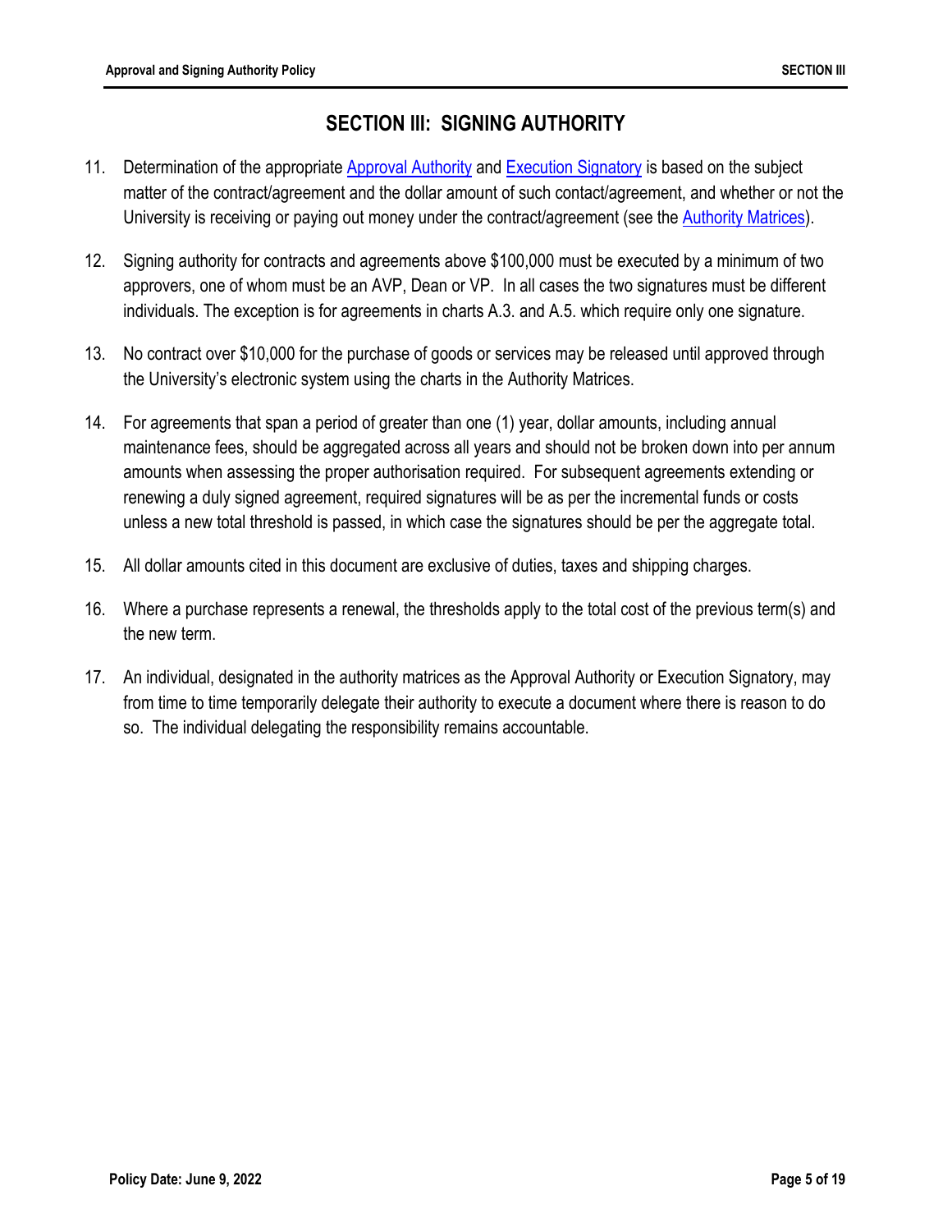## SECTION III: SIGNING AUTHORITY

11. Determination of the appropriate Approval Authority and Execution Signatory is based on the subject matter of the contract/agreement and the dollar amount of such contact/agreement, and whether or not the University is receiving or paying out money under the contract/agreement (see the Authority Matrices).

12. Signing authority for contracts and agreements above $100,000 must be executed by a minimum of two approvers, one of whom must be an AVP, Dean or VP. In all cases the two signatures must be different individuals. The exception is for agreements in charts A.3. and A.5. which require only one signature.

13. No contract over $10,000 for the purchase of goods or services may be released until approved through the University's electronic system using the charts in the Authority Matrices.

14. For agreements that span a period of greater than one (1) year, dollar amounts, including annual maintenance fees, should be aggregated across all years and should not be broken down into per annum amounts when assessing the proper authorisation required. For subsequent agreements extending or renewing a duly signed agreement, required signatures will be as per the incremental funds or costs unless a new total threshold is passed, in which case the signatures should be per the aggregate total.

15. All dollar amounts cited in this document are exclusive of duties, taxes and shipping charges.

16. Where a purchase represents a renewal, the thresholds apply to the total cost of the previous term(s) and the new term.

17. An individual, designated in the authority matrices as the Approval Authority or Execution Signatory, may from time to time temporarily delegate their authority to execute a document where there is reason to do so. The individual delegating the responsibility remains accountable.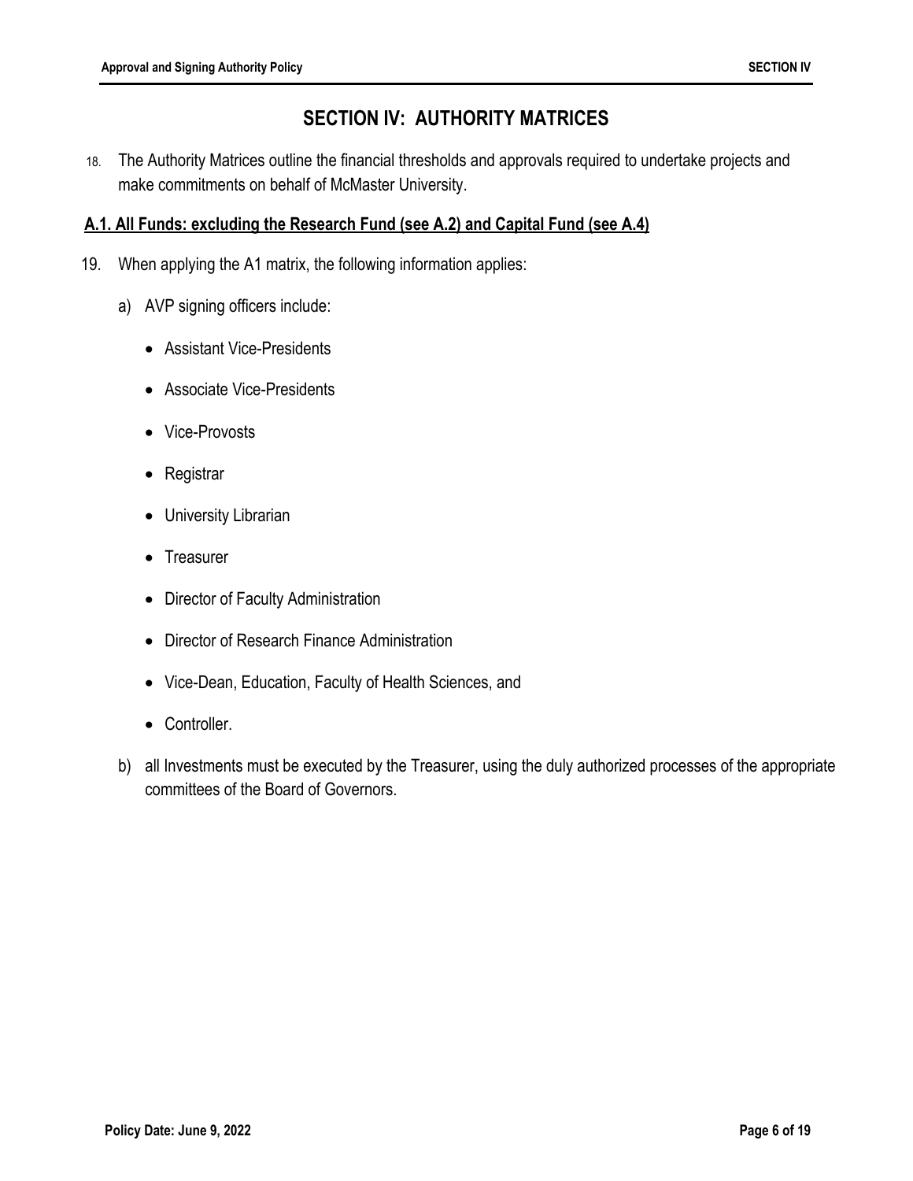# SECTION IV: AUTHORITY MATRICES

18. The Authority Matrices outline the financial thresholds and approvals required to undertake projects and make commitments on behalf of McMaster University.

## A.1. All Funds: excluding the Research Fund (see A.2) and Capital Fund (see A.4)

19. When applying the A1 matrix, the following information applies:

    a) AVP signing officers include:

    - Assistant Vice-Presidents
    - Associate Vice-Presidents
    - Vice-Provosts
    - Registrar
    - University Librarian
    - Treasurer
    - Director of Faculty Administration
    - Director of Research Finance Administration
    - Vice-Dean, Education, Faculty of Health Sciences, and
    - Controller.

    b) all Investments must be executed by the Treasurer, using the duly authorized processes of the appropriate committees of the Board of Governors.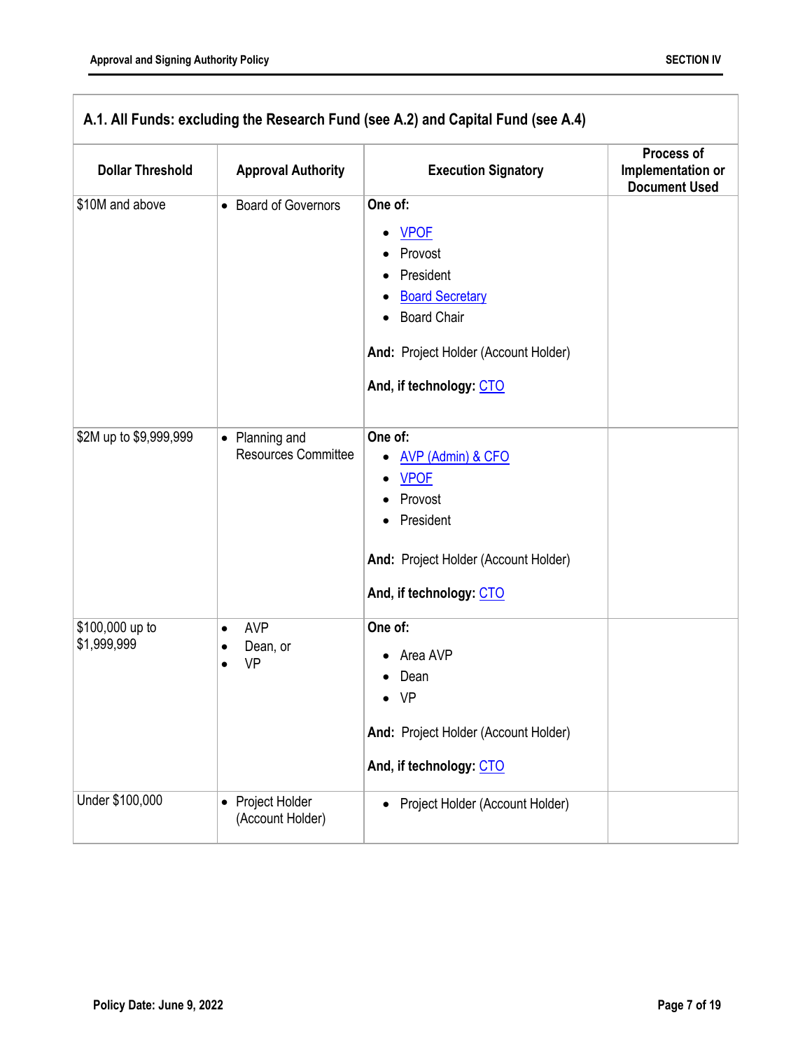## A.1. All Funds: excluding the Research Fund (see A.2) and Capital Fund (see A.4)

| Dollar Threshold | Approval Authority | Execution Signatory | Process of Implementation or Document Used |
|---|---|---|---|
| $10M and above | • Board of Governors | **One of:**<br>• VPOF<br>• Provost<br>• President<br>• Board Secretary<br>• Board Chair<br><br>**And:** Project Holder (Account Holder)<br><br>**And, if technology:** CTO | |
| $2M up to $9,999,999 | • Planning and Resources Committee | **One of:**<br>• AVP (Admin) & CFO<br>• VPOF<br>• Provost<br>• President<br><br>**And:** Project Holder (Account Holder)<br><br>**And, if technology:** CTO | |
| $100,000 up to $1,999,999 | • AVP<br>• Dean, or<br>• VP | **One of:**<br>• Area AVP<br>• Dean<br>• VP<br><br>**And:** Project Holder (Account Holder)<br><br>**And, if technology:** CTO | |
| Under $100,000 | • Project Holder (Account Holder) | • Project Holder (Account Holder) | |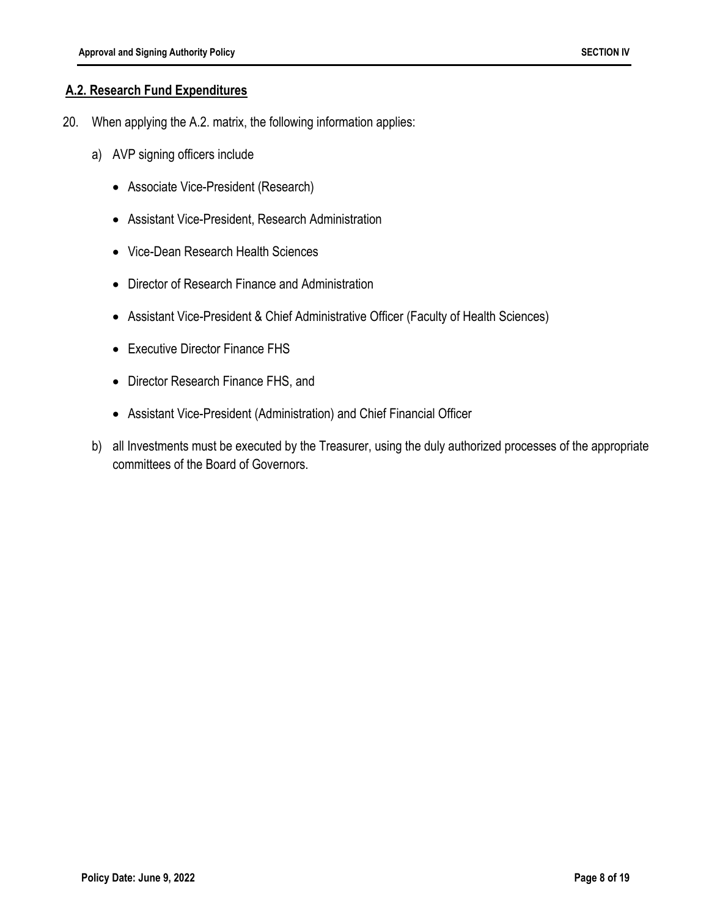## A.2. Research Fund Expenditures

20. When applying the A.2. matrix, the following information applies:

    a) AVP signing officers include

    - Associate Vice-President (Research)
    - Assistant Vice-President, Research Administration
    - Vice-Dean Research Health Sciences
    - Director of Research Finance and Administration
    - Assistant Vice-President & Chief Administrative Officer (Faculty of Health Sciences)
    - Executive Director Finance FHS
    - Director Research Finance FHS, and
    - Assistant Vice-President (Administration) and Chief Financial Officer

    b) all Investments must be executed by the Treasurer, using the duly authorized processes of the appropriate committees of the Board of Governors.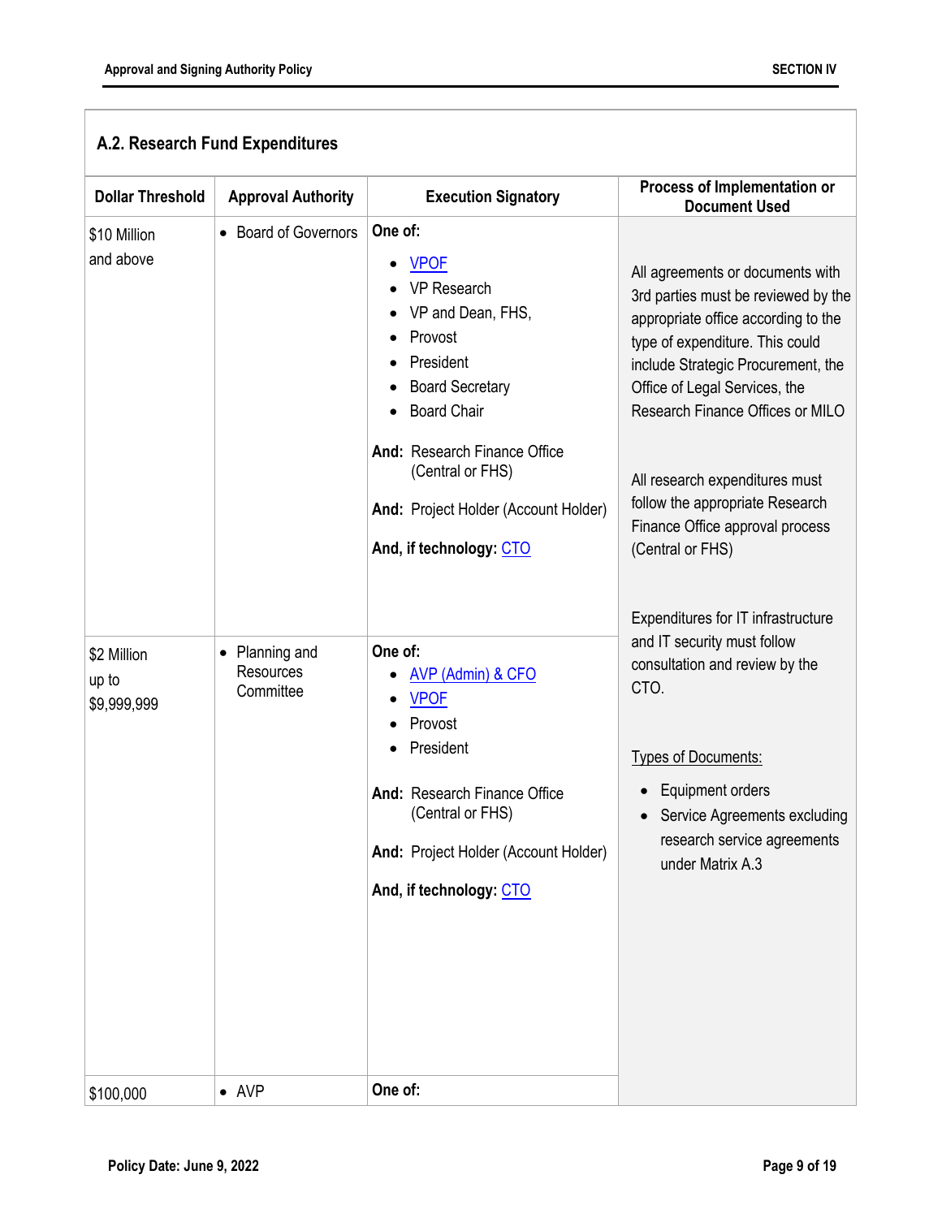## A.2. Research Fund Expenditures

| Dollar Threshold | Approval Authority | Execution Signatory | Process of Implementation or Document Used |
|---|---|---|---|
| $10 Million and above | • Board of Governors | **One of:**<br>• VPOF<br>• VP Research<br>• VP and Dean, FHS,<br>• Provost<br>• President<br>• Board Secretary<br>• Board Chair<br><br>**And:** Research Finance Office (Central or FHS)<br><br>**And:** Project Holder (Account Holder)<br><br>**And, if technology:** CTO | All agreements or documents with 3rd parties must be reviewed by the appropriate office according to the type of expenditure. This could include Strategic Procurement, the Office of Legal Services, the Research Finance Offices or MILO<br><br>All research expenditures must follow the appropriate Research Finance Office approval process (Central or FHS)<br><br>Expenditures for IT infrastructure and IT security must follow consultation and review by the CTO.<br><br>Types of Documents:<br>• Equipment orders<br>• Service Agreements excluding research service agreements under Matrix A.3 |
| $2 Million up to $9,999,999 | • Planning and Resources Committee | **One of:**<br>• AVP (Admin) & CFO<br>• VPOF<br>• Provost<br>• President<br><br>**And:** Research Finance Office (Central or FHS)<br><br>**And:** Project Holder (Account Holder)<br><br>**And, if technology:** CTO | |
| $100,000 | • AVP | **One of:** | |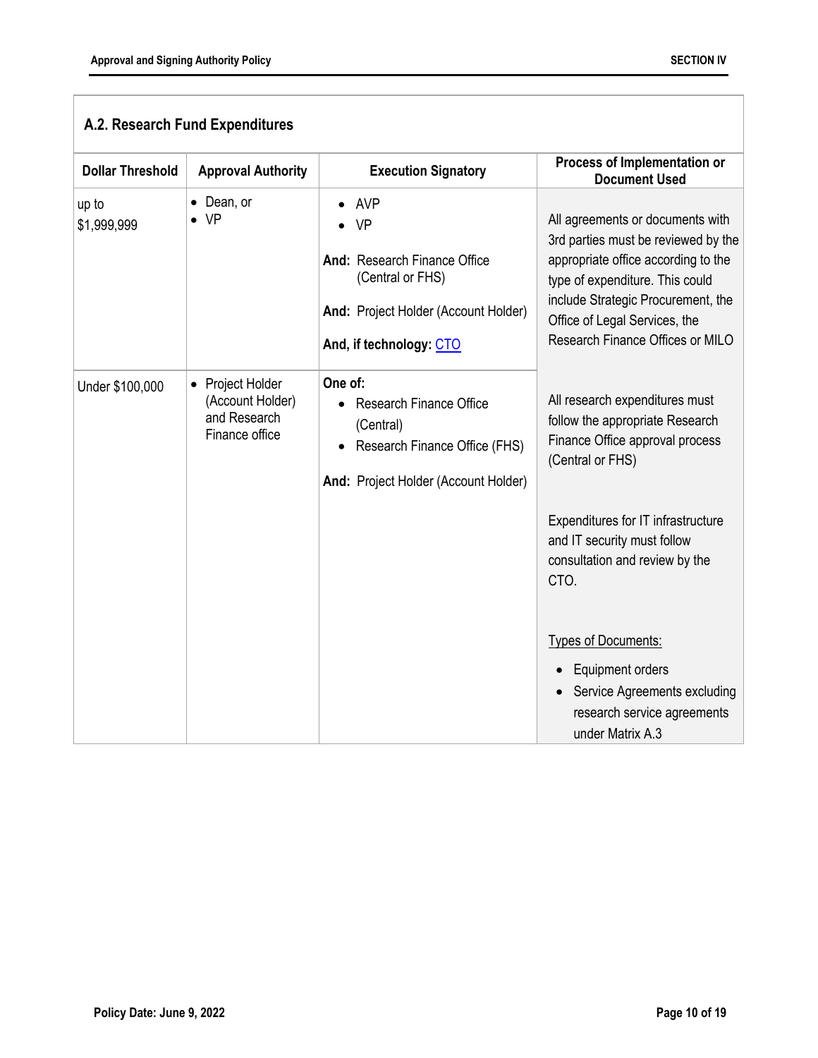## A.2. Research Fund Expenditures

| Dollar Threshold | Approval Authority | Execution Signatory | Process of Implementation or Document Used |
|---|---|---|---|
| up to $1,999,999 | • Dean, or<br>• VP | • AVP<br>• VP<br><br>**And:** Research Finance Office (Central or FHS)<br><br>**And:** Project Holder (Account Holder)<br><br>**And, if technology:** CTO | All agreements or documents with 3rd parties must be reviewed by the appropriate office according to the type of expenditure. This could include Strategic Procurement, the Office of Legal Services, the Research Finance Offices or MILO<br><br>All research expenditures must follow the appropriate Research Finance Office approval process (Central or FHS)<br><br>Expenditures for IT infrastructure and IT security must follow consultation and review by the CTO.<br><br>Types of Documents:<br>• Equipment orders<br>• Service Agreements excluding research service agreements under Matrix A.3 |
| Under $100,000 | • Project Holder (Account Holder) and Research Finance office | **One of:**<br>• Research Finance Office (Central)<br>• Research Finance Office (FHS)<br><br>**And:** Project Holder (Account Holder) | |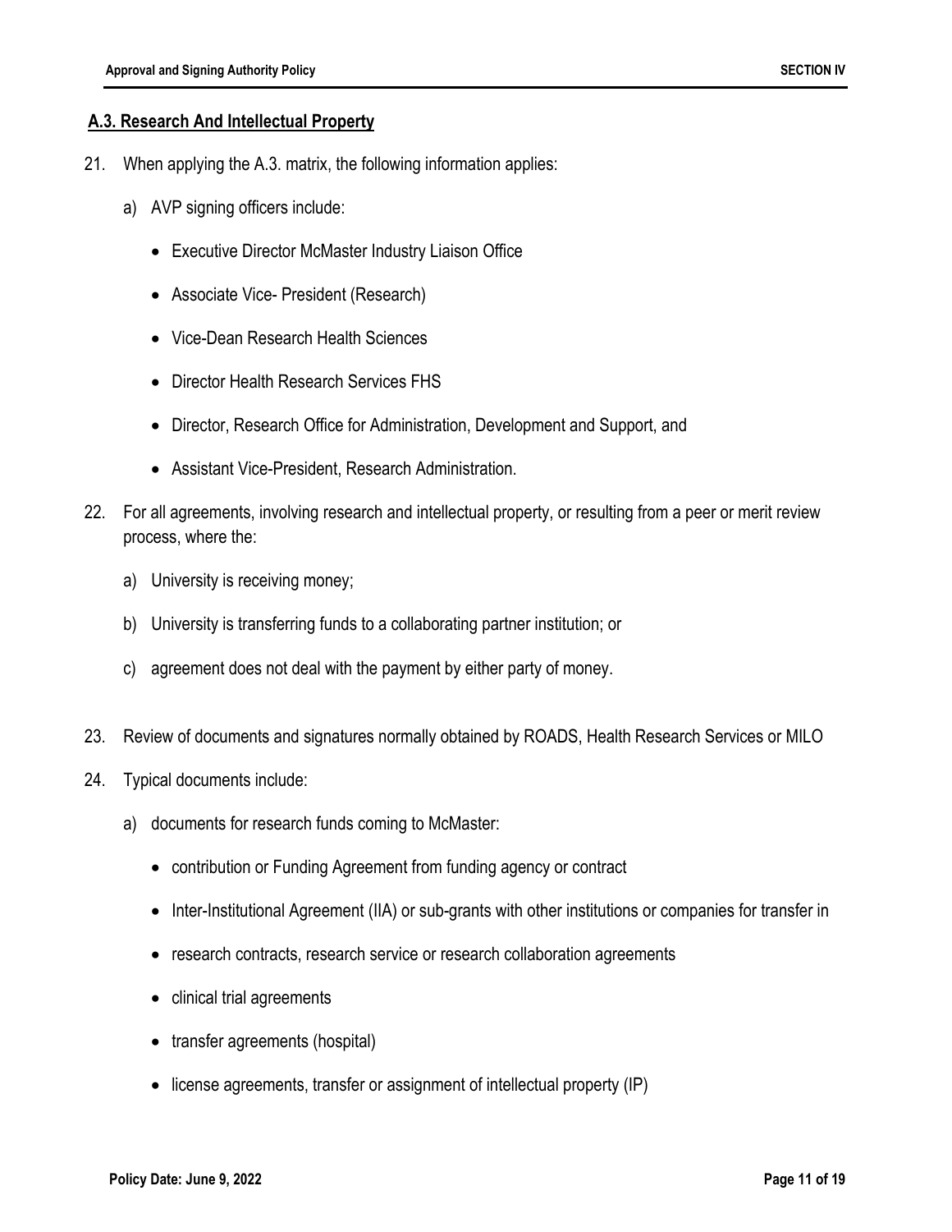## A.3. Research And Intellectual Property

21. When applying the A.3. matrix, the following information applies:

    a) AVP signing officers include:

       - Executive Director McMaster Industry Liaison Office
       - Associate Vice- President (Research)
       - Vice-Dean Research Health Sciences
       - Director Health Research Services FHS
       - Director, Research Office for Administration, Development and Support, and
       - Assistant Vice-President, Research Administration.

22. For all agreements, involving research and intellectual property, or resulting from a peer or merit review process, where the:

    a) University is receiving money;

    b) University is transferring funds to a collaborating partner institution; or

    c) agreement does not deal with the payment by either party of money.

23. Review of documents and signatures normally obtained by ROADS, Health Research Services or MILO

24. Typical documents include:

    a) documents for research funds coming to McMaster:

       - contribution or Funding Agreement from funding agency or contract
       - Inter-Institutional Agreement (IIA) or sub-grants with other institutions or companies for transfer in
       - research contracts, research service or research collaboration agreements
       - clinical trial agreements
       - transfer agreements (hospital)
       - license agreements, transfer or assignment of intellectual property (IP)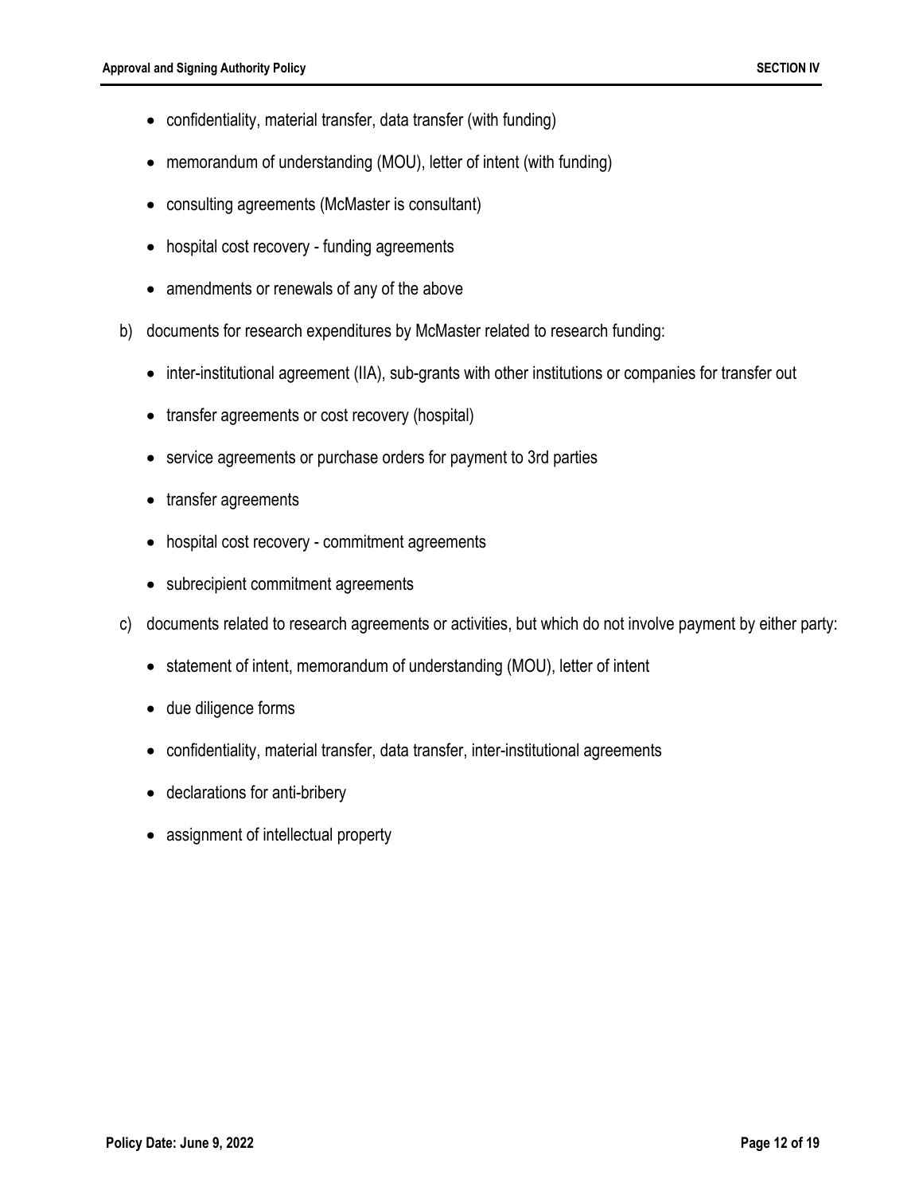- confidentiality, material transfer, data transfer (with funding)
- memorandum of understanding (MOU), letter of intent (with funding)
- consulting agreements (McMaster is consultant)
- hospital cost recovery - funding agreements
- amendments or renewals of any of the above

b) documents for research expenditures by McMaster related to research funding:

- inter-institutional agreement (IIA), sub-grants with other institutions or companies for transfer out
- transfer agreements or cost recovery (hospital)
- service agreements or purchase orders for payment to 3rd parties
- transfer agreements
- hospital cost recovery - commitment agreements
- subrecipient commitment agreements

c) documents related to research agreements or activities, but which do not involve payment by either party:

- statement of intent, memorandum of understanding (MOU), letter of intent
- due diligence forms
- confidentiality, material transfer, data transfer, inter-institutional agreements
- declarations for anti-bribery
- assignment of intellectual property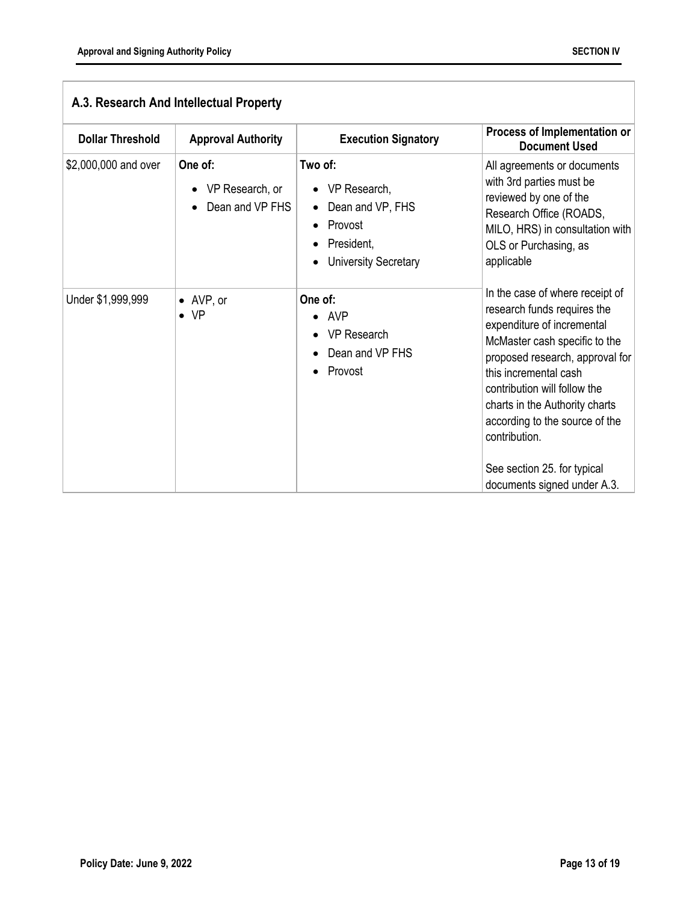## A.3. Research And Intellectual Property

| Dollar Threshold | Approval Authority | Execution Signatory | Process of Implementation or Document Used |
|---|---|---|---|
| $2,000,000 and over | **One of:**<br>• VP Research, or<br>• Dean and VP FHS | **Two of:**<br>• VP Research,<br>• Dean and VP, FHS<br>• Provost<br>• President,<br>• University Secretary | All agreements or documents with 3rd parties must be reviewed by one of the Research Office (ROADS, MILO, HRS) in consultation with OLS or Purchasing, as applicable<br><br>In the case of where receipt of research funds requires the expenditure of incremental McMaster cash specific to the proposed research, approval for this incremental cash contribution will follow the charts in the Authority charts according to the source of the contribution.<br><br>See section 25. for typical documents signed under A.3. |
| Under $1,999,999 | • AVP, or<br>• VP | **One of:**<br>• AVP<br>• VP Research<br>• Dean and VP FHS<br>• Provost | |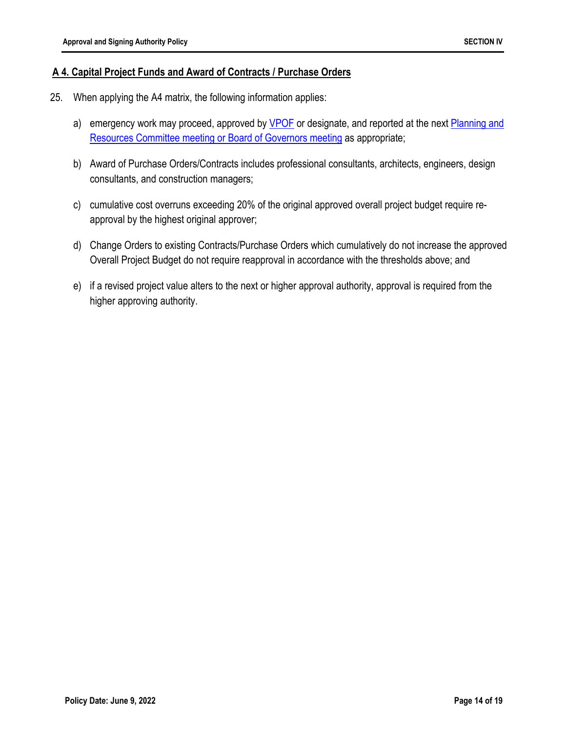## A 4. Capital Project Funds and Award of Contracts / Purchase Orders

25. When applying the A4 matrix, the following information applies:

    a) emergency work may proceed, approved by VPOF or designate, and reported at the next Planning and Resources Committee meeting or Board of Governors meeting as appropriate;

    b) Award of Purchase Orders/Contracts includes professional consultants, architects, engineers, design consultants, and construction managers;

    c) cumulative cost overruns exceeding 20% of the original approved overall project budget require re-approval by the highest original approver;

    d) Change Orders to existing Contracts/Purchase Orders which cumulatively do not increase the approved Overall Project Budget do not require reapproval in accordance with the thresholds above; and

    e) if a revised project value alters to the next or higher approval authority, approval is required from the higher approving authority.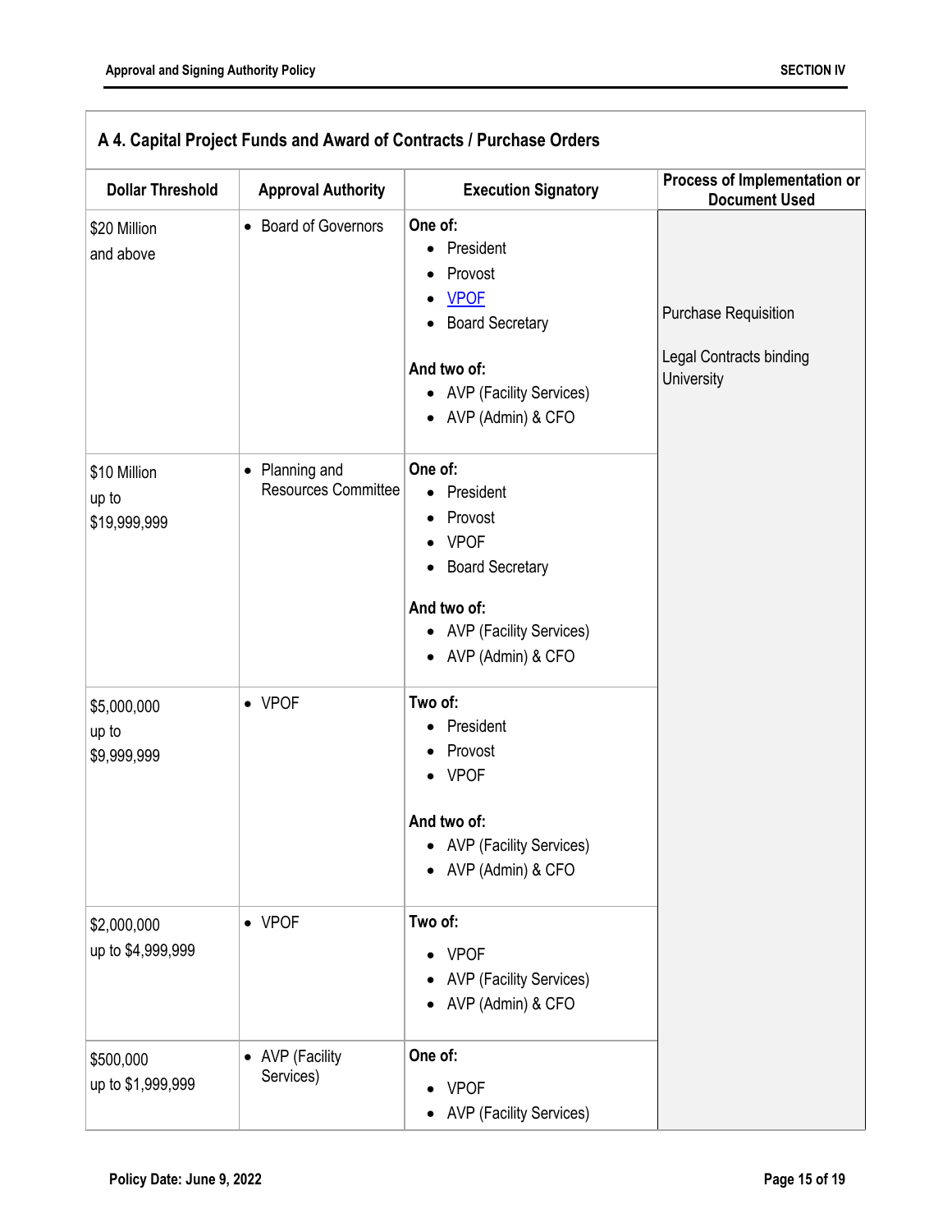## A 4. Capital Project Funds and Award of Contracts / Purchase Orders

| Dollar Threshold | Approval Authority | Execution Signatory | Process of Implementation or Document Used |
|---|---|---|---|
| $20 Million and above | • Board of Governors | **One of:** • President • Provost • VPOF • Board Secretary **And two of:** • AVP (Facility Services) • AVP (Admin) & CFO | Purchase Requisition Legal Contracts binding University |
| $10 Million up to $19,999,999 | • Planning and Resources Committee | **One of:** • President • Provost • VPOF • Board Secretary **And two of:** • AVP (Facility Services) • AVP (Admin) & CFO | |
| $5,000,000 up to $9,999,999 | • VPOF | **Two of:** • President • Provost • VPOF **And two of:** • AVP (Facility Services) • AVP (Admin) & CFO | |
| $2,000,000 up to $4,999,999 | • VPOF | **Two of:** • VPOF • AVP (Facility Services) • AVP (Admin) & CFO | |
| $500,000 up to $1,999,999 | • AVP (Facility Services) | **One of:** • VPOF • AVP (Facility Services) | |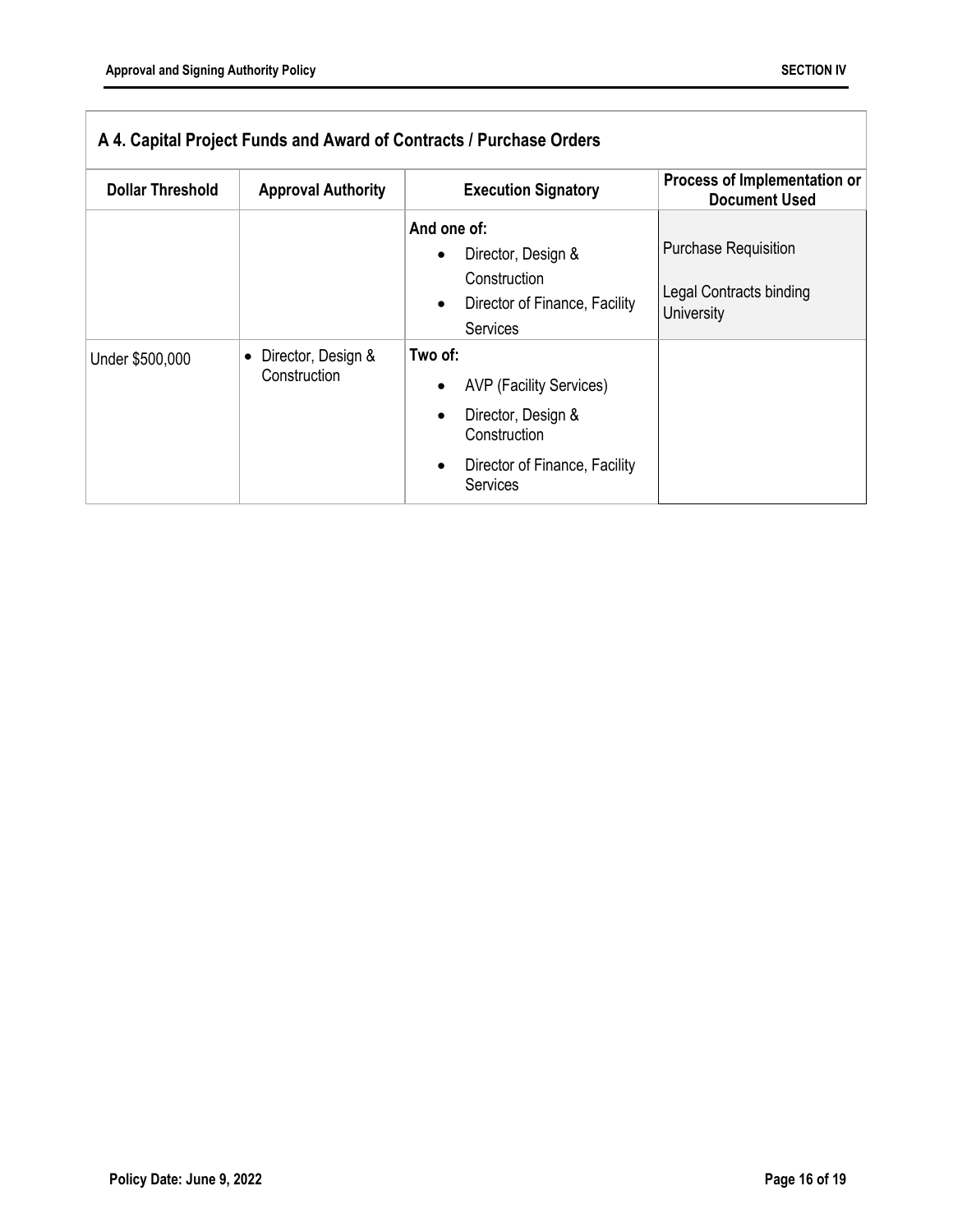| A 4. Capital Project Funds and Award of Contracts / Purchase Orders | | | |
|---|---|---|---|
| **Dollar Threshold** | **Approval Authority** | **Execution Signatory** | **Process of Implementation or Document Used** |
| | | **And one of:**<br>• Director, Design & Construction<br>• Director of Finance, Facility Services | Purchase Requisition<br><br>Legal Contracts binding University |
| Under $500,000 | • Director, Design & Construction | **Two of:**<br>• AVP (Facility Services)<br>• Director, Design & Construction<br>• Director of Finance, Facility Services | |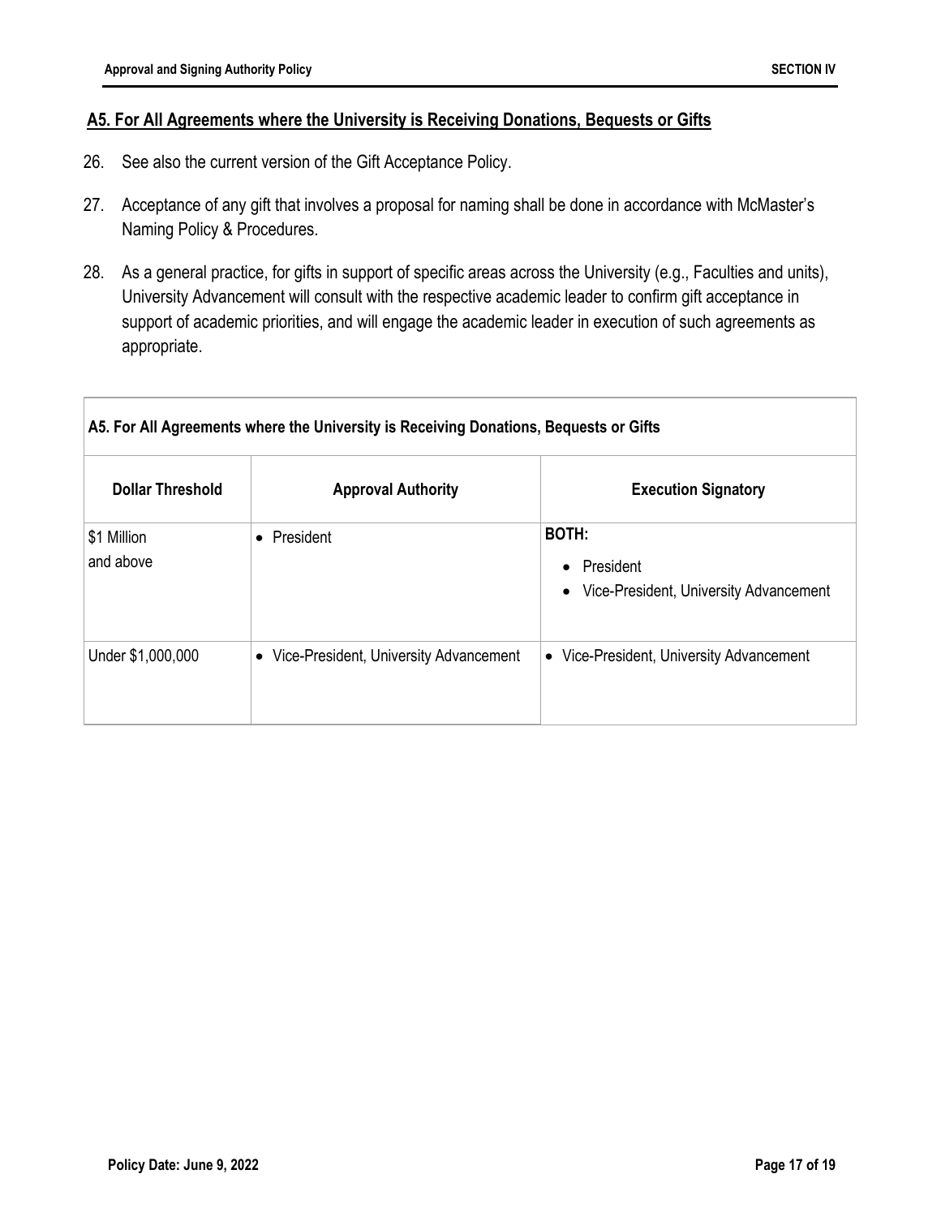## A5. For All Agreements where the University is Receiving Donations, Bequests or Gifts

26. See also the current version of the Gift Acceptance Policy.

27. Acceptance of any gift that involves a proposal for naming shall be done in accordance with McMaster's Naming Policy & Procedures.

28. As a general practice, for gifts in support of specific areas across the University (e.g., Faculties and units), University Advancement will consult with the respective academic leader to confirm gift acceptance in support of academic priorities, and will engage the academic leader in execution of such agreements as appropriate.

| A5. For All Agreements where the University is Receiving Donations, Bequests or Gifts | | |
|---|---|---|
| **Dollar Threshold** | **Approval Authority** | **Execution Signatory** |
| $1 Million and above | • President | **BOTH:** • President • Vice-President, University Advancement |
| Under $1,000,000 | • Vice-President, University Advancement | • Vice-President, University Advancement |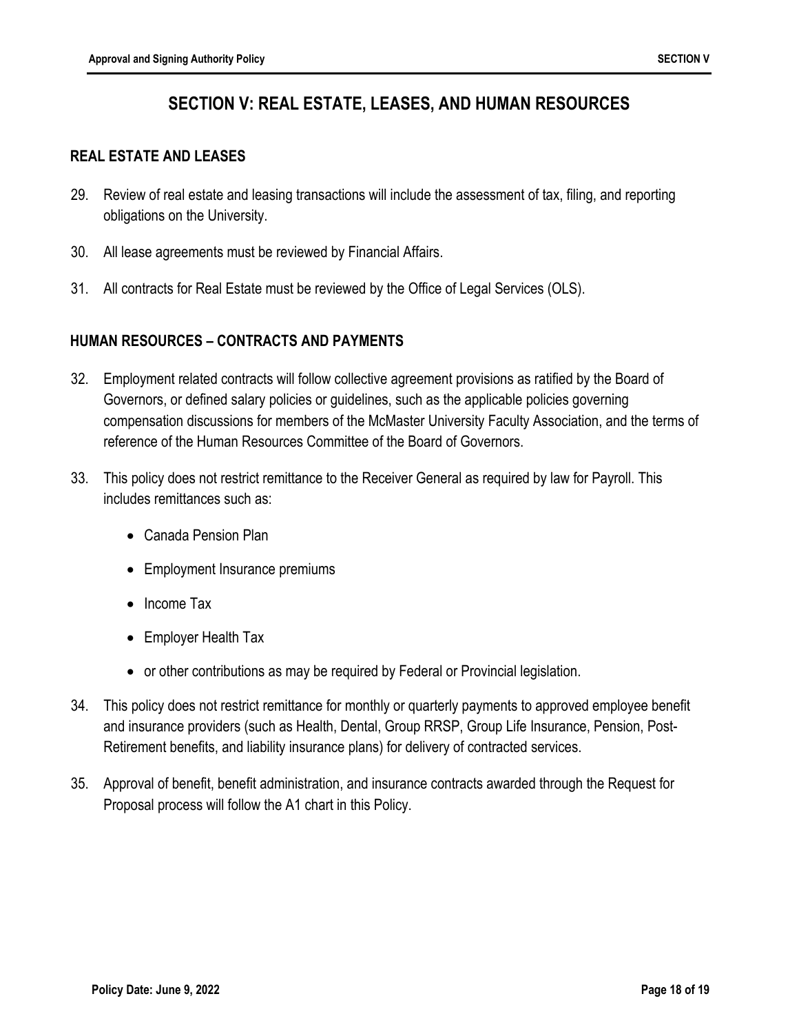# SECTION V: REAL ESTATE, LEASES, AND HUMAN RESOURCES

## REAL ESTATE AND LEASES

29. Review of real estate and leasing transactions will include the assessment of tax, filing, and reporting obligations on the University.

30. All lease agreements must be reviewed by Financial Affairs.

31. All contracts for Real Estate must be reviewed by the Office of Legal Services (OLS).

## HUMAN RESOURCES – CONTRACTS AND PAYMENTS

32. Employment related contracts will follow collective agreement provisions as ratified by the Board of Governors, or defined salary policies or guidelines, such as the applicable policies governing compensation discussions for members of the McMaster University Faculty Association, and the terms of reference of the Human Resources Committee of the Board of Governors.

33. This policy does not restrict remittance to the Receiver General as required by law for Payroll. This includes remittances such as:

    - Canada Pension Plan
    - Employment Insurance premiums
    - Income Tax
    - Employer Health Tax
    - or other contributions as may be required by Federal or Provincial legislation.

34. This policy does not restrict remittance for monthly or quarterly payments to approved employee benefit and insurance providers (such as Health, Dental, Group RRSP, Group Life Insurance, Pension, Post-Retirement benefits, and liability insurance plans) for delivery of contracted services.

35. Approval of benefit, benefit administration, and insurance contracts awarded through the Request for Proposal process will follow the A1 chart in this Policy.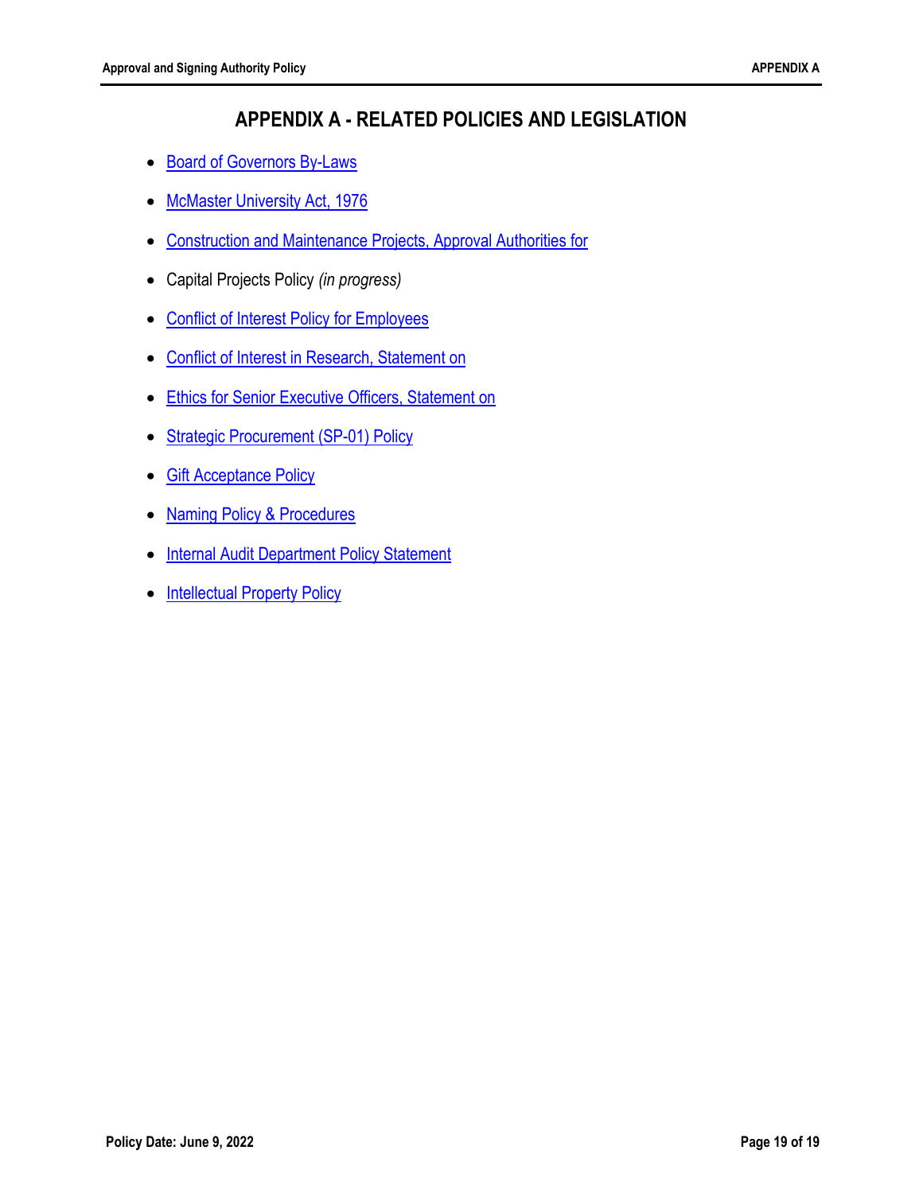# APPENDIX A - RELATED POLICIES AND LEGISLATION

- Board of Governors By-Laws
- McMaster University Act, 1976
- Construction and Maintenance Projects, Approval Authorities for
- Capital Projects Policy *(in progress)*
- Conflict of Interest Policy for Employees
- Conflict of Interest in Research, Statement on
- Ethics for Senior Executive Officers, Statement on
- Strategic Procurement (SP-01) Policy
- Gift Acceptance Policy
- Naming Policy & Procedures
- Internal Audit Department Policy Statement
- Intellectual Property Policy